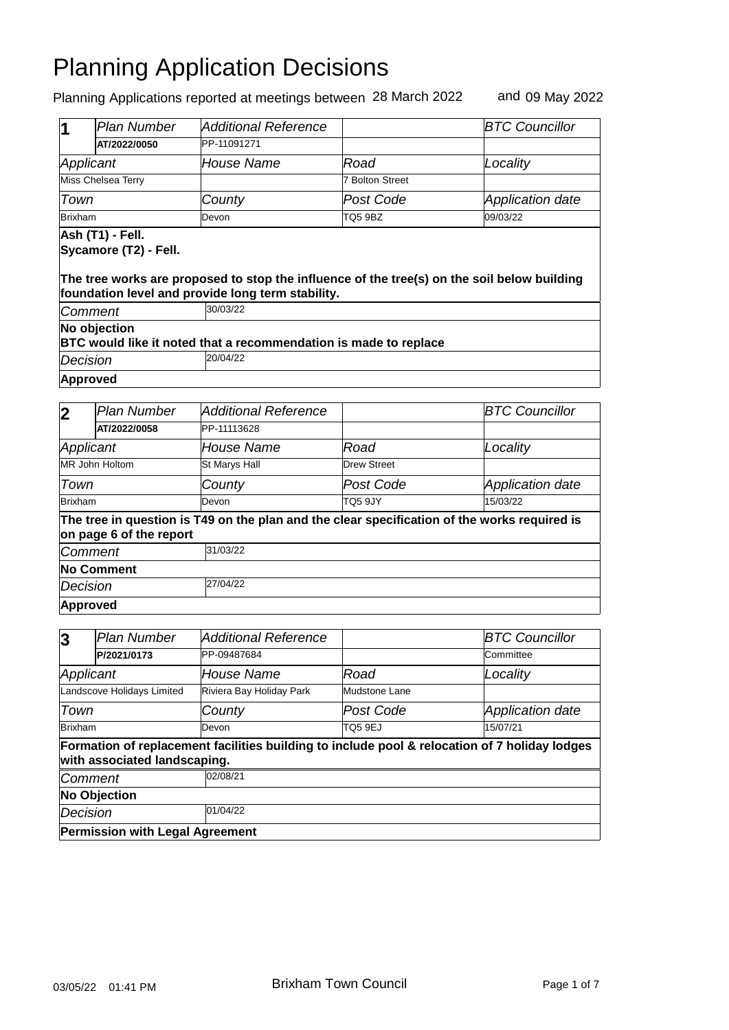# Planning Application Decisions

Planning Applications reported at meetings between 28 March 2022 and 09 May 2022

| 1 | *Plan Number* | *Additional Reference* | | *BTC Councillor* |
|---|---|---|---|---|
| | **AT/2022/0050** | PP-11091271 | | |
| *Applicant* | | *House Name* | *Road* | *Locality* |
| Miss Chelsea Terry | | | 7 Bolton Street | |
| *Town* | | *County* | *Post Code* | *Application date* |
| Brixham | | Devon | TQ5 9BZ | 09/03/22 |

**Ash (T1) - Fell.**
**Sycamore (T2) - Fell.**

**The tree works are proposed to stop the influence of the tree(s) on the soil below building foundation level and provide long term stability.**

| *Comment* | 30/03/22 |
|---|---|

**No objection**
**BTC would like it noted that a recommendation is made to replace**

| *Decision* | 20/04/22 |
|---|---|

**Approved**

| 2 | *Plan Number* | *Additional Reference* | | *BTC Councillor* |
|---|---|---|---|---|
| | **AT/2022/0058** | PP-11113628 | | |
| *Applicant* | | *House Name* | *Road* | *Locality* |
| MR John Holtom | | St Marys Hall | Drew Street | |
| *Town* | | *County* | *Post Code* | *Application date* |
| Brixham | | Devon | TQ5 9JY | 15/03/22 |

**The tree in question is T49 on the plan and the clear specification of the works required is on page 6 of the report**

| *Comment* | 31/03/22 |
|---|---|

**No Comment**

| *Decision* | 27/04/22 |
|---|---|

**Approved**

| 3 | *Plan Number* | *Additional Reference* | | *BTC Councillor* |
|---|---|---|---|---|
| | **P/2021/0173** | PP-09487684 | | Committee |
| *Applicant* | | *House Name* | *Road* | *Locality* |
| Landscove Holidays Limited | | Riviera Bay Holiday Park | Mudstone Lane | |
| *Town* | | *County* | *Post Code* | *Application date* |
| Brixham | | Devon | TQ5 9EJ | 15/07/21 |

**Formation of replacement facilities building to include pool & relocation of 7 holiday lodges with associated landscaping.**

| *Comment* | 02/08/21 |
|---|---|

**No Objection**

| *Decision* | 01/04/22 |
|---|---|

**Permission with Legal Agreement**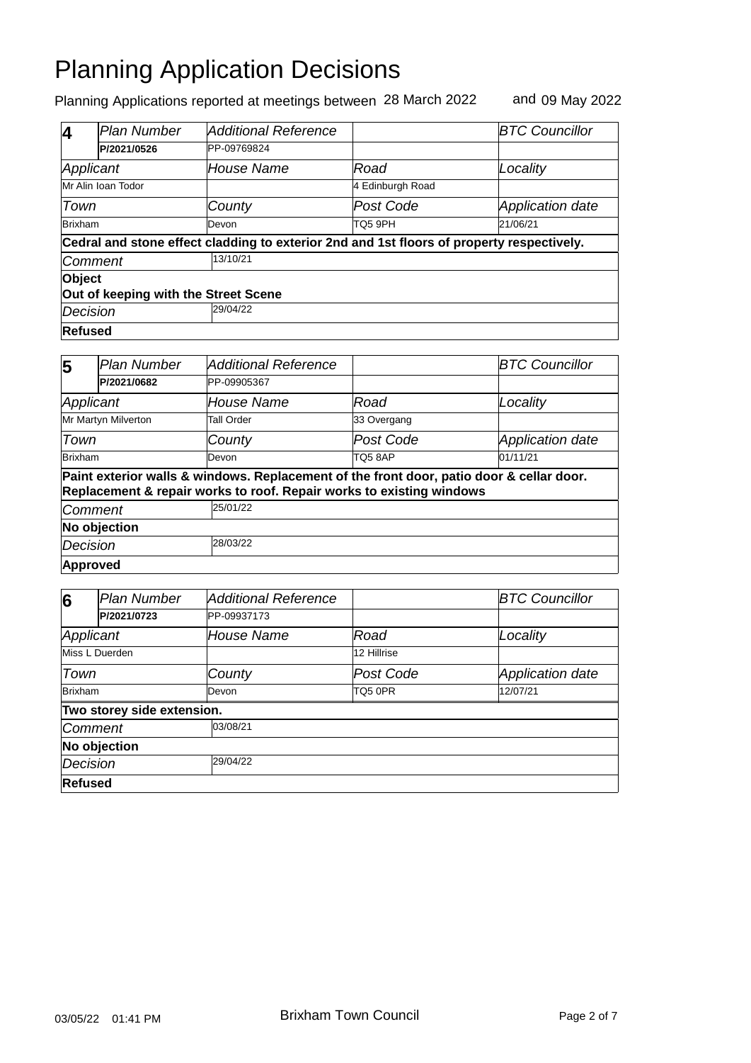# Planning Application Decisions

Planning Applications reported at meetings between 28 March 2022 and 09 May 2022

| 4 | *Plan Number* | *Additional Reference* | | *BTC Councillor* |
|---|---|---|---|---|
| | **P/2021/0526** | PP-09769824 | | |
| *Applicant* | | *House Name* | *Road* | *Locality* |
| Mr Alin Ioan Todor | | | 4 Edinburgh Road | |
| *Town* | | *County* | *Post Code* | *Application date* |
| Brixham | | Devon | TQ5 9PH | 21/06/21 |
| **Cedral and stone effect cladding to exterior 2nd and 1st floors of property respectively.** | | | | |
| *Comment* | | 13/10/21 | | |
| **Object**<br>**Out of keeping with the Street Scene** | | | | |
| *Decision* | | 29/04/22 | | |
| **Refused** | | | | |

| 5 | *Plan Number* | *Additional Reference* | | *BTC Councillor* |
|---|---|---|---|---|
| | **P/2021/0682** | PP-09905367 | | |
| *Applicant* | | *House Name* | *Road* | *Locality* |
| Mr Martyn Milverton | | Tall Order | 33 Overgang | |
| *Town* | | *County* | *Post Code* | *Application date* |
| Brixham | | Devon | TQ5 8AP | 01/11/21 |
| **Paint exterior walls & windows. Replacement of the front door, patio door & cellar door. Replacement & repair works to roof. Repair works to existing windows** | | | | |
| *Comment* | | 25/01/22 | | |
| **No objection** | | | | |
| *Decision* | | 28/03/22 | | |
| **Approved** | | | | |

| 6 | *Plan Number* | *Additional Reference* | | *BTC Councillor* |
|---|---|---|---|---|
| | **P/2021/0723** | PP-09937173 | | |
| *Applicant* | | *House Name* | *Road* | *Locality* |
| Miss L Duerden | | | 12 Hillrise | |
| *Town* | | *County* | *Post Code* | *Application date* |
| Brixham | | Devon | TQ5 0PR | 12/07/21 |
| **Two storey side extension.** | | | | |
| *Comment* | | 03/08/21 | | |
| **No objection** | | | | |
| *Decision* | | 29/04/22 | | |
| **Refused** | | | | |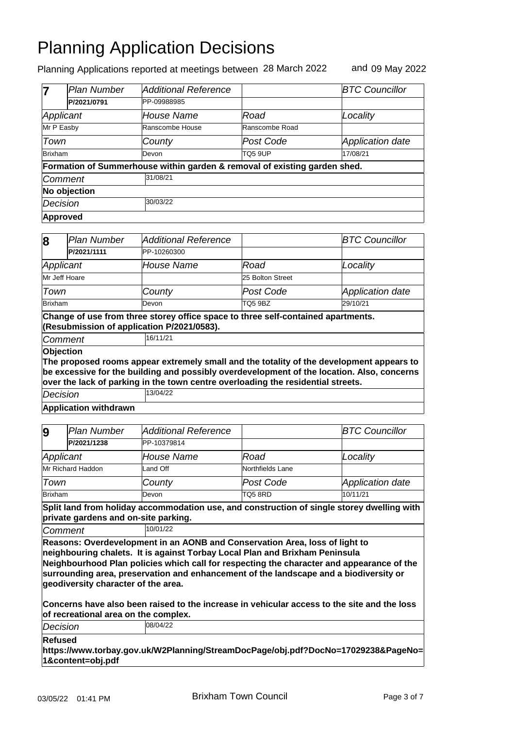# Planning Application Decisions

Planning Applications reported at meetings between 28 March 2022 and 09 May 2022

| 7 | Plan Number | Additional Reference | | BTC Councillor |
|---|---|---|---|---|
| | P/2021/0791 | PP-09988985 | | |
| Applicant | | House Name | Road | Locality |
| Mr P Easby | | Ranscombe House | Ranscombe Road | |
| Town | | County | Post Code | Application date |
| Brixham | | Devon | TQ5 9UP | 17/08/21 |

**Formation of Summerhouse within garden & removal of existing garden shed.**

*Comment* 31/08/21

**No objection**

*Decision* 30/03/22

**Approved**

| 8 | Plan Number | Additional Reference | | BTC Councillor |
|---|---|---|---|---|
| | P/2021/1111 | PP-10260300 | | |
| Applicant | | House Name | Road | Locality |
| Mr Jeff Hoare | | | 25 Bolton Street | |
| Town | | County | Post Code | Application date |
| Brixham | | Devon | TQ5 9BZ | 29/10/21 |

**Change of use from three storey office space to three self-contained apartments. (Resubmission of application P/2021/0583).**

*Comment* 16/11/21

**Objection**
**The proposed rooms appear extremely small and the totality of the development appears to be excessive for the building and possibly overdevelopment of the location. Also, concerns over the lack of parking in the town centre overloading the residential streets.**

*Decision* 13/04/22

**Application withdrawn**

| 9 | Plan Number | Additional Reference | | BTC Councillor |
|---|---|---|---|---|
| | P/2021/1238 | PP-10379814 | | |
| Applicant | | House Name | Road | Locality |
| Mr Richard Haddon | | Land Off | Northfields Lane | |
| Town | | County | Post Code | Application date |
| Brixham | | Devon | TQ5 8RD | 10/11/21 |

**Split land from holiday accommodation use, and construction of single storey dwelling with private gardens and on-site parking.**

*Comment* 10/01/22

**Reasons: Overdevelopment in an AONB and Conservation Area, loss of light to neighbouring chalets. It is against Torbay Local Plan and Brixham Peninsula Neighbourhood Plan policies which call for respecting the character and appearance of the surrounding area, preservation and enhancement of the landscape and a biodiversity or geodiversity character of the area.**

**Concerns have also been raised to the increase in vehicular access to the site and the loss of recreational area on the complex.**

*Decision* 08/04/22

**Refused**
**https://www.torbay.gov.uk/W2Planning/StreamDocPage/obj.pdf?DocNo=17029238&PageNo=1&content=obj.pdf**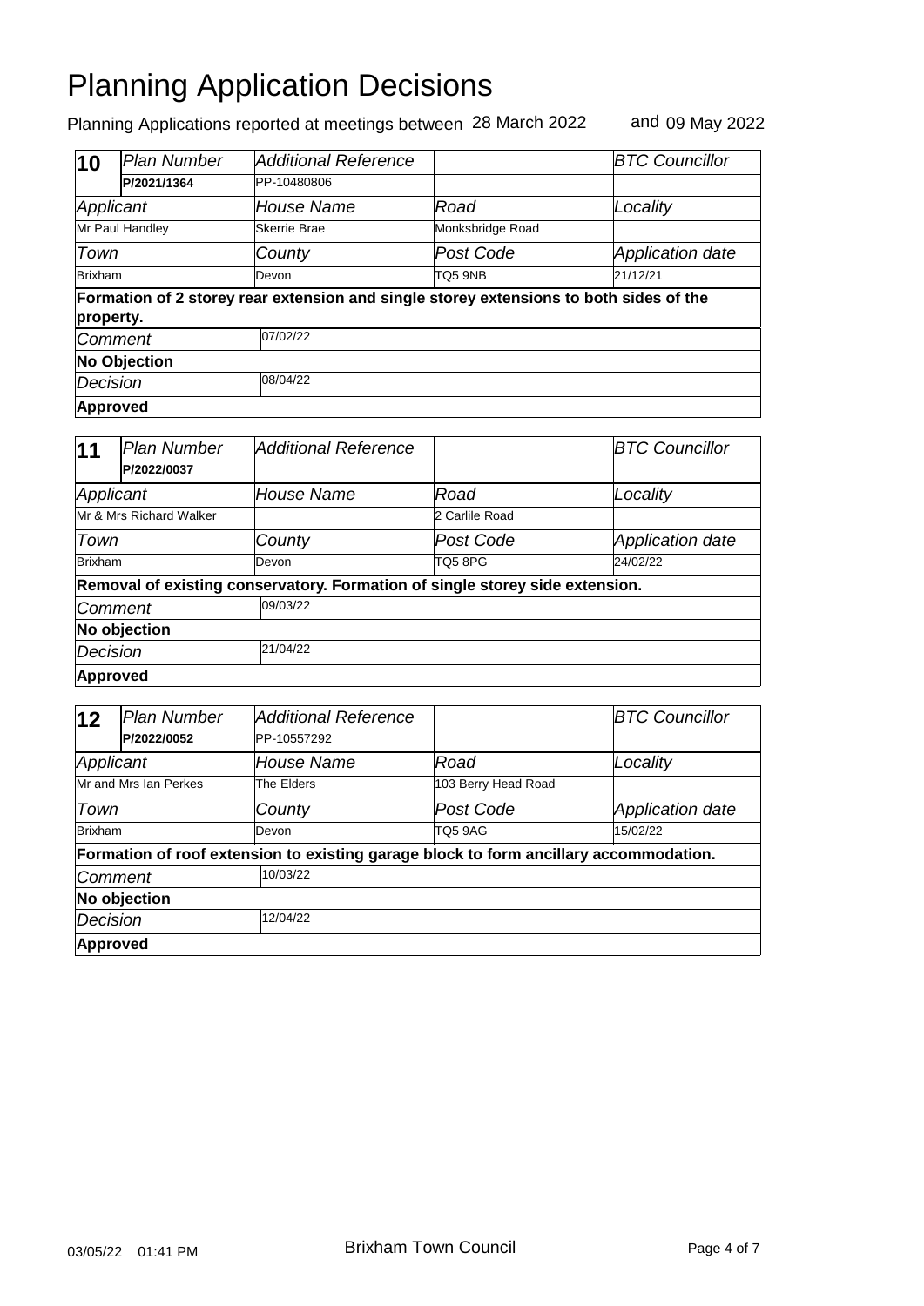# Planning Application Decisions

Planning Applications reported at meetings between 28 March 2022 and 09 May 2022

| **10** | *Plan Number* | *Additional Reference* | | *BTC Councillor* |
|---|---|---|---|---|
| | **P/2021/1364** | PP-10480806 | | |
| *Applicant* | | *House Name* | *Road* | *Locality* |
| Mr Paul Handley | | Skerrie Brae | Monksbridge Road | |
| *Town* | | *County* | *Post Code* | *Application date* |
| Brixham | | Devon | TQ5 9NB | 21/12/21 |
| **Formation of 2 storey rear extension and single storey extensions to both sides of the property.** | | | | |
| *Comment* | | 07/02/22 | | |
| **No Objection** | | | | |
| *Decision* | | 08/04/22 | | |
| **Approved** | | | | |

| **11** | *Plan Number* | *Additional Reference* | | *BTC Councillor* |
|---|---|---|---|---|
| | **P/2022/0037** | | | |
| *Applicant* | | *House Name* | *Road* | *Locality* |
| Mr & Mrs Richard Walker | | | 2 Carlile Road | |
| *Town* | | *County* | *Post Code* | *Application date* |
| Brixham | | Devon | TQ5 8PG | 24/02/22 |
| **Removal of existing conservatory. Formation of single storey side extension.** | | | | |
| *Comment* | | 09/03/22 | | |
| **No objection** | | | | |
| *Decision* | | 21/04/22 | | |
| **Approved** | | | | |

| **12** | *Plan Number* | *Additional Reference* | | *BTC Councillor* |
|---|---|---|---|---|
| | **P/2022/0052** | PP-10557292 | | |
| *Applicant* | | *House Name* | *Road* | *Locality* |
| Mr and Mrs Ian Perkes | | The Elders | 103 Berry Head Road | |
| *Town* | | *County* | *Post Code* | *Application date* |
| Brixham | | Devon | TQ5 9AG | 15/02/22 |
| **Formation of roof extension to existing garage block to form ancillary accommodation.** | | | | |
| *Comment* | | 10/03/22 | | |
| **No objection** | | | | |
| *Decision* | | 12/04/22 | | |
| **Approved** | | | | |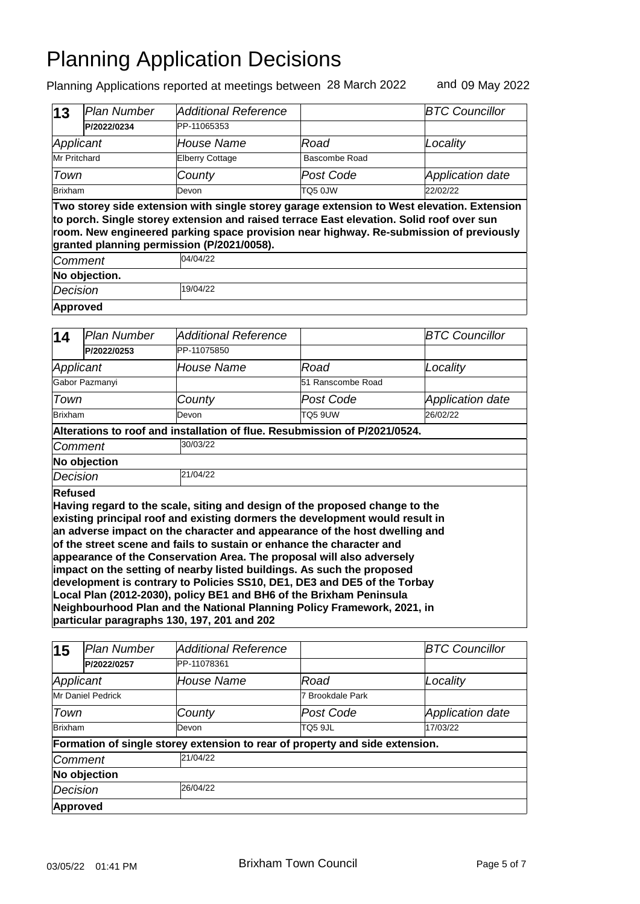# Planning Application Decisions

Planning Applications reported at meetings between 28 March 2022 and 09 May 2022

| 13 | Plan Number | Additional Reference | | BTC Councillor |
|---|---|---|---|---|
| | **P/2022/0234** | PP-11065353 | | |
| Applicant | | House Name | Road | Locality |
| Mr Pritchard | | Elberry Cottage | Bascombe Road | |
| Town | | County | Post Code | Application date |
| Brixham | | Devon | TQ5 0JW | 22/02/22 |

**Two storey side extension with single storey garage extension to West elevation. Extension to porch. Single storey extension and raised terrace East elevation. Solid roof over sun room. New engineered parking space provision near highway. Re-submission of previously granted planning permission (P/2021/0058).**

| | |
|---|---|
| Comment | 04/04/22 |
| **No objection.** | |
| Decision | 19/04/22 |
| **Approved** | |

| 14 | Plan Number | Additional Reference | | BTC Councillor |
|---|---|---|---|---|
| | **P/2022/0253** | PP-11075850 | | |
| Applicant | | House Name | Road | Locality |
| Gabor Pazmanyi | | | 51 Ranscombe Road | |
| Town | | County | Post Code | Application date |
| Brixham | | Devon | TQ5 9UW | 26/02/22 |

**Alterations to roof and installation of flue. Resubmission of P/2021/0524.**

| | |
|---|---|
| Comment | 30/03/22 |
| **No objection** | |
| Decision | 21/04/22 |

**Refused**

**Having regard to the scale, siting and design of the proposed change to the existing principal roof and existing dormers the development would result in an adverse impact on the character and appearance of the host dwelling and of the street scene and fails to sustain or enhance the character and appearance of the Conservation Area. The proposal will also adversely impact on the setting of nearby listed buildings. As such the proposed development is contrary to Policies SS10, DE1, DE3 and DE5 of the Torbay Local Plan (2012-2030), policy BE1 and BH6 of the Brixham Peninsula Neighbourhood Plan and the National Planning Policy Framework, 2021, in particular paragraphs 130, 197, 201 and 202**

| 15 | Plan Number | Additional Reference | | BTC Councillor |
|---|---|---|---|---|
| | **P/2022/0257** | PP-11078361 | | |
| Applicant | | House Name | Road | Locality |
| Mr Daniel Pedrick | | | 7 Brookdale Park | |
| Town | | County | Post Code | Application date |
| Brixham | | Devon | TQ5 9JL | 17/03/22 |

**Formation of single storey extension to rear of property and side extension.**

| | |
|---|---|
| Comment | 21/04/22 |
| **No objection** | |
| Decision | 26/04/22 |
| **Approved** | |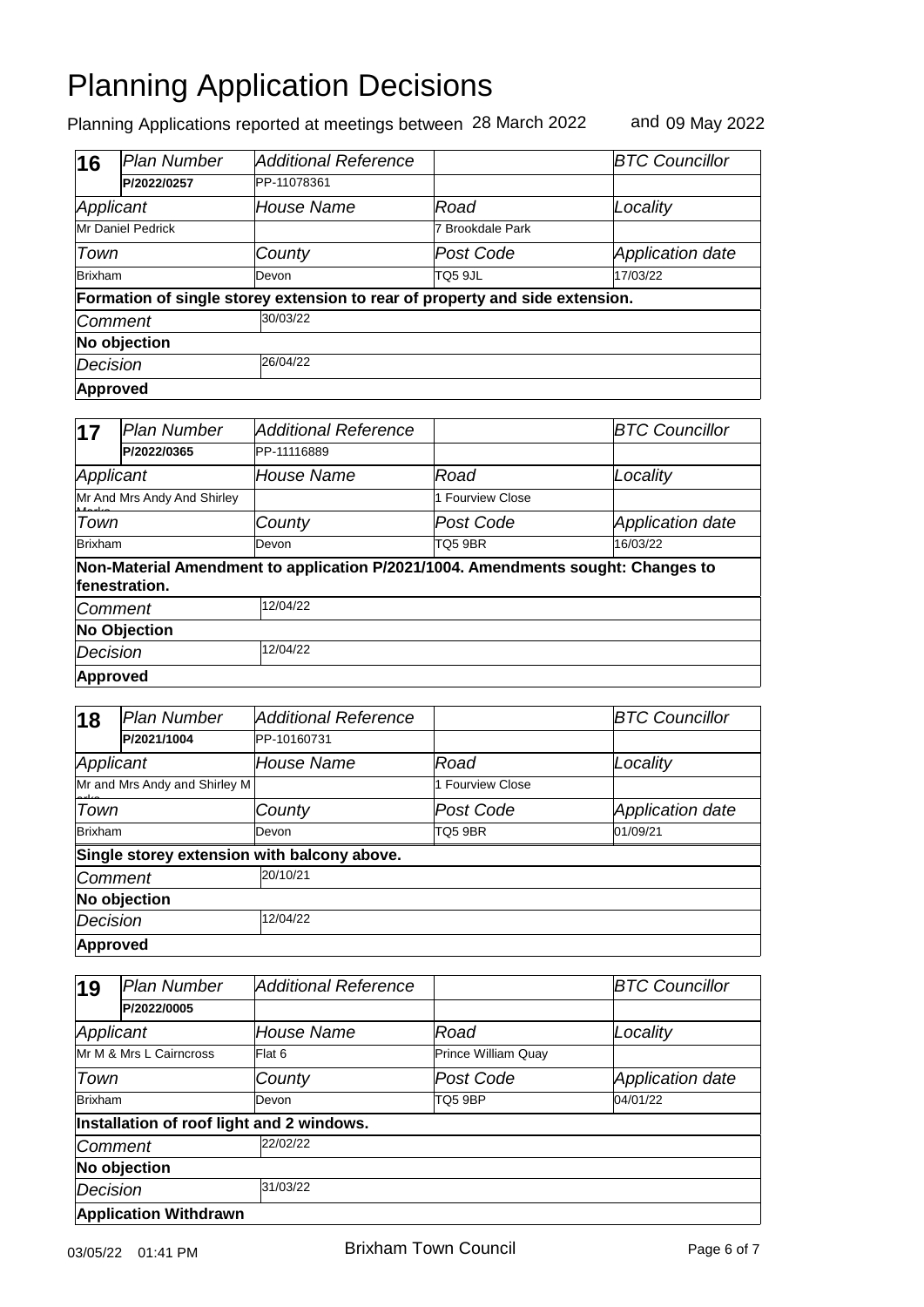# Planning Application Decisions

Planning Applications reported at meetings between 28 March 2022 and 09 May 2022

| 16 | Plan Number | Additional Reference | | BTC Councillor |
|---|---|---|---|---|
| | P/2022/0257 | PP-11078361 | | |
| Applicant | | House Name | Road | Locality |
| Mr Daniel Pedrick | | | 7 Brookdale Park | |
| Town | | County | Post Code | Application date |
| Brixham | | Devon | TQ5 9JL | 17/03/22 |
| **Formation of single storey extension to rear of property and side extension.** | | | | |
| Comment | | 30/03/22 | | |
| **No objection** | | | | |
| Decision | | 26/04/22 | | |
| **Approved** | | | | |

| 17 | Plan Number | Additional Reference | | BTC Councillor |
|---|---|---|---|---|
| | P/2022/0365 | PP-11116889 | | |
| Applicant | | House Name | Road | Locality |
| Mr And Mrs Andy And Shirley Marks | | | 1 Fourview Close | |
| Town | | County | Post Code | Application date |
| Brixham | | Devon | TQ5 9BR | 16/03/22 |
| **Non-Material Amendment to application P/2021/1004. Amendments sought: Changes to fenestration.** | | | | |
| Comment | | 12/04/22 | | |
| **No Objection** | | | | |
| Decision | | 12/04/22 | | |
| **Approved** | | | | |

| 18 | Plan Number | Additional Reference | | BTC Councillor |
|---|---|---|---|---|
| | P/2021/1004 | PP-10160731 | | |
| Applicant | | House Name | Road | Locality |
| Mr and Mrs Andy and Shirley Marks | | | 1 Fourview Close | |
| Town | | County | Post Code | Application date |
| Brixham | | Devon | TQ5 9BR | 01/09/21 |
| **Single storey extension with balcony above.** | | | | |
| Comment | | 20/10/21 | | |
| **No objection** | | | | |
| Decision | | 12/04/22 | | |
| **Approved** | | | | |

| 19 | Plan Number | Additional Reference | | BTC Councillor |
|---|---|---|---|---|
| | P/2022/0005 | | | |
| Applicant | | House Name | Road | Locality |
| Mr M & Mrs L Cairncross | | Flat 6 | Prince William Quay | |
| Town | | County | Post Code | Application date |
| Brixham | | Devon | TQ5 9BP | 04/01/22 |
| **Installation of roof light and 2 windows.** | | | | |
| Comment | | 22/02/22 | | |
| **No objection** | | | | |
| Decision | | 31/03/22 | | |
| **Application Withdrawn** | | | | |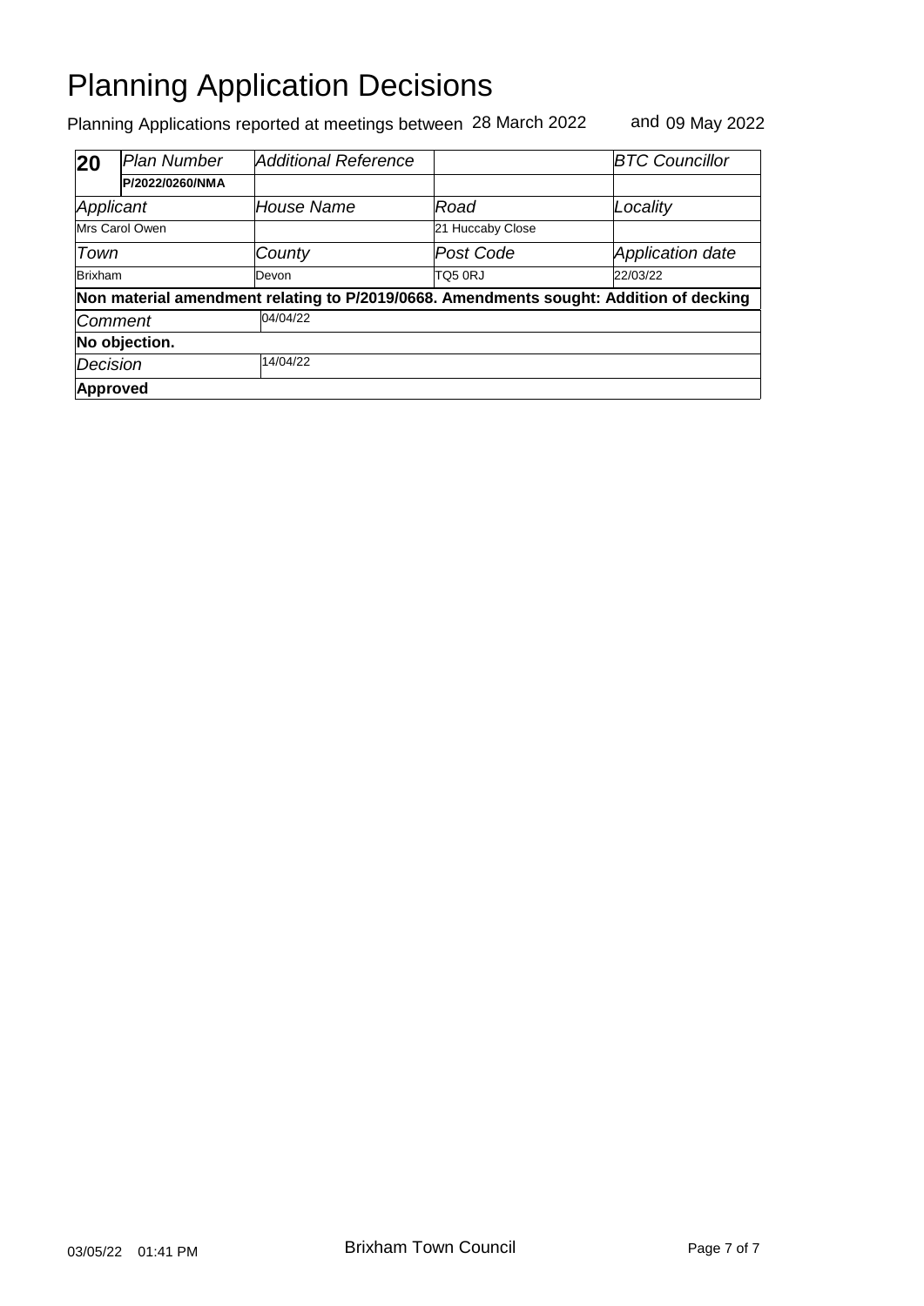# Planning Application Decisions

Planning Applications reported at meetings between 28 March 2022 and 09 May 2022

| 20 | *Plan Number* | *Additional Reference* | | *BTC Councillor* |
|---|---|---|---|---|
| | **P/2022/0260/NMA** | | | |
| *Applicant* | | *House Name* | *Road* | *Locality* |
| Mrs Carol Owen | | | 21 Huccaby Close | |
| *Town* | | *County* | *Post Code* | *Application date* |
| Brixham | | Devon | TQ5 0RJ | 22/03/22 |
| **Non material amendment relating to P/2019/0668. Amendments sought: Addition of decking** | | | | |
| *Comment* | | 04/04/22 | | |
| **No objection.** | | | | |
| *Decision* | | 14/04/22 | | |
| **Approved** | | | | |